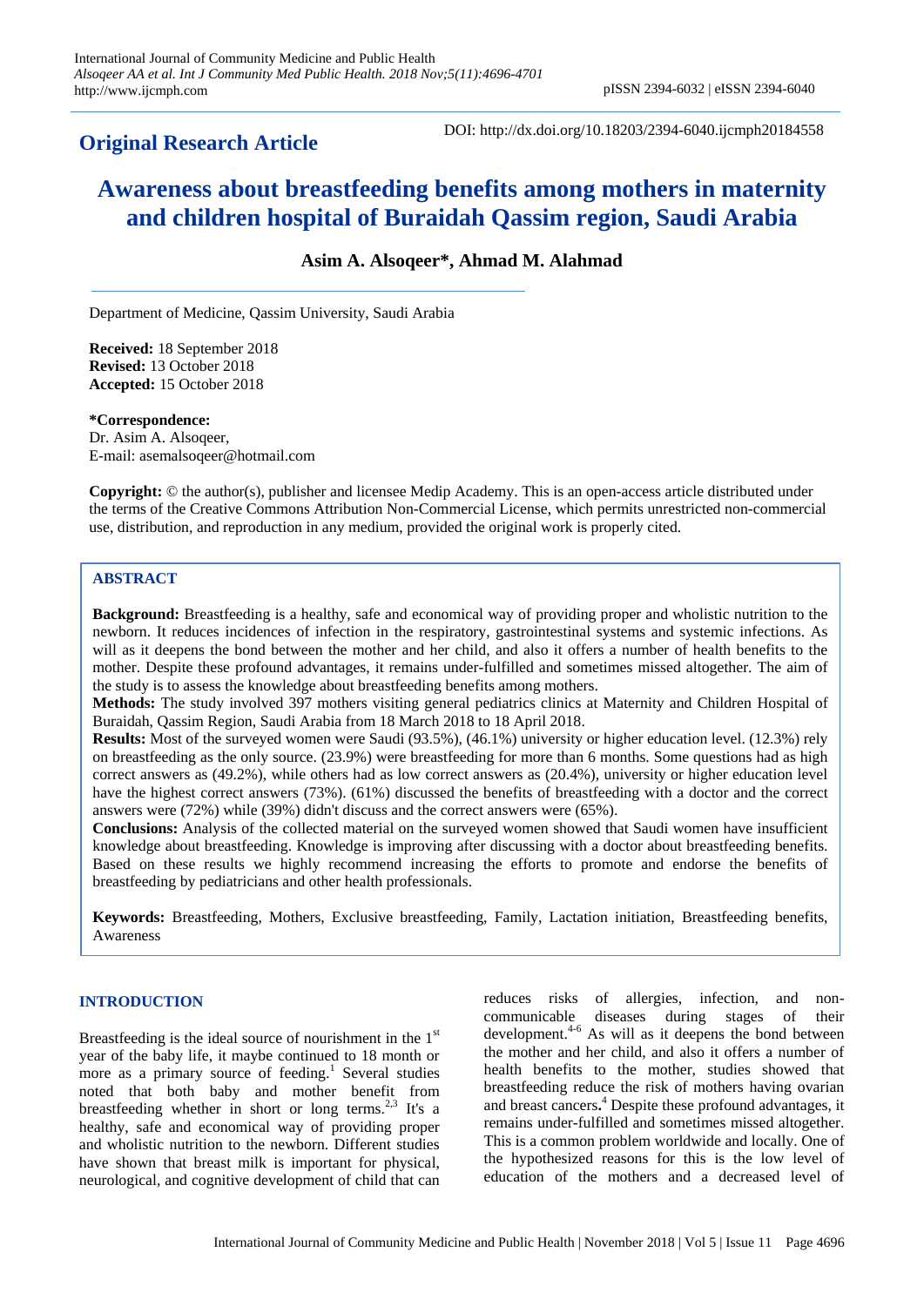**Original Research Article**

DOI: http://dx.doi.org/10.18203/2394-6040.ijcmph20184558

# Awareness about breastfeeding benefits among mothers in maternity and children hospital of Buraidah Qassim region, Saudi Arabia

**Asim A. Alsoqeer\*, Ahmad M. Alahmad**

Department of Medicine, Qassim University, Saudi Arabia

**Received:** 18 September 2018
**Revised:** 13 October 2018
**Accepted:** 15 October 2018

**\*Correspondence:**
Dr. Asim A. Alsoqeer,
E-mail: asemalsoqeer@hotmail.com

**Copyright:** © the author(s), publisher and licensee Medip Academy. This is an open-access article distributed under the terms of the Creative Commons Attribution Non-Commercial License, which permits unrestricted non-commercial use, distribution, and reproduction in any medium, provided the original work is properly cited.

## ABSTRACT

**Background:** Breastfeeding is a healthy, safe and economical way of providing proper and wholistic nutrition to the newborn. It reduces incidences of infection in the respiratory, gastrointestinal systems and systemic infections. As will as it deepens the bond between the mother and her child, and also it offers a number of health benefits to the mother. Despite these profound advantages, it remains under-fulfilled and sometimes missed altogether. The aim of the study is to assess the knowledge about breastfeeding benefits among mothers.

**Methods:** The study involved 397 mothers visiting general pediatrics clinics at Maternity and Children Hospital of Buraidah, Qassim Region, Saudi Arabia from 18 March 2018 to 18 April 2018.

**Results:** Most of the surveyed women were Saudi (93.5%), (46.1%) university or higher education level. (12.3%) rely on breastfeeding as the only source. (23.9%) were breastfeeding for more than 6 months. Some questions had as high correct answers as (49.2%), while others had as low correct answers as (20.4%), university or higher education level have the highest correct answers (73%). (61%) discussed the benefits of breastfeeding with a doctor and the correct answers were (72%) while (39%) didn't discuss and the correct answers were (65%).

**Conclusions:** Analysis of the collected material on the surveyed women showed that Saudi women have insufficient knowledge about breastfeeding. Knowledge is improving after discussing with a doctor about breastfeeding benefits. Based on these results we highly recommend increasing the efforts to promote and endorse the benefits of breastfeeding by pediatricians and other health professionals.

**Keywords:** Breastfeeding, Mothers, Exclusive breastfeeding, Family, Lactation initiation, Breastfeeding benefits, Awareness

## INTRODUCTION

Breastfeeding is the ideal source of nourishment in the 1st year of the baby life, it maybe continued to 18 month or more as a primary source of feeding.[1] Several studies noted that both baby and mother benefit from breastfeeding whether in short or long terms.[2,3] It's a healthy, safe and economical way of providing proper and wholistic nutrition to the newborn. Different studies have shown that breast milk is important for physical, neurological, and cognitive development of child that can reduces risks of allergies, infection, and non-communicable diseases during stages of their development.[4-6] As will as it deepens the bond between the mother and her child, and also it offers a number of health benefits to the mother, studies showed that breastfeeding reduce the risk of mothers having ovarian and breast cancers.[4] Despite these profound advantages, it remains under-fulfilled and sometimes missed altogether. This is a common problem worldwide and locally. One of the hypothesized reasons for this is the low level of education of the mothers and a decreased level of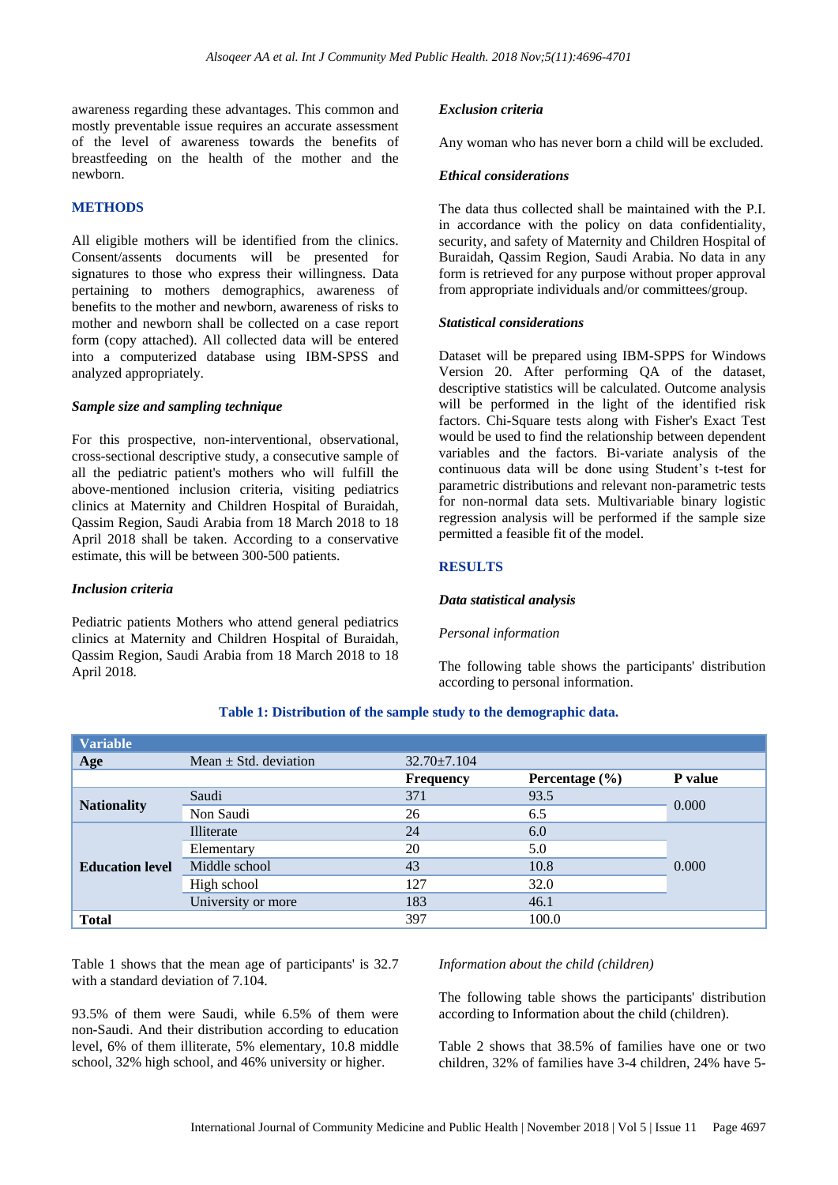awareness regarding these advantages. This common and mostly preventable issue requires an accurate assessment of the level of awareness towards the benefits of breastfeeding on the health of the mother and the newborn.

## METHODS

All eligible mothers will be identified from the clinics. Consent/assents documents will be presented for signatures to those who express their willingness. Data pertaining to mothers demographics, awareness of benefits to the mother and newborn, awareness of risks to mother and newborn shall be collected on a case report form (copy attached). All collected data will be entered into a computerized database using IBM-SPSS and analyzed appropriately.

### *Sample size and sampling technique*

For this prospective, non-interventional, observational, cross-sectional descriptive study, a consecutive sample of all the pediatric patient's mothers who will fulfill the above-mentioned inclusion criteria, visiting pediatrics clinics at Maternity and Children Hospital of Buraidah, Qassim Region, Saudi Arabia from 18 March 2018 to 18 April 2018 shall be taken. According to a conservative estimate, this will be between 300-500 patients.

### *Inclusion criteria*

Pediatric patients Mothers who attend general pediatrics clinics at Maternity and Children Hospital of Buraidah, Qassim Region, Saudi Arabia from 18 March 2018 to 18 April 2018.

### *Exclusion criteria*

Any woman who has never born a child will be excluded.

### *Ethical considerations*

The data thus collected shall be maintained with the P.I. in accordance with the policy on data confidentiality, security, and safety of Maternity and Children Hospital of Buraidah, Qassim Region, Saudi Arabia. No data in any form is retrieved for any purpose without proper approval from appropriate individuals and/or committees/group.

### *Statistical considerations*

Dataset will be prepared using IBM-SPPS for Windows Version 20. After performing QA of the dataset, descriptive statistics will be calculated. Outcome analysis will be performed in the light of the identified risk factors. Chi-Square tests along with Fisher's Exact Test would be used to find the relationship between dependent variables and the factors. Bi-variate analysis of the continuous data will be done using Student's t-test for parametric distributions and relevant non-parametric tests for non-normal data sets. Multivariable binary logistic regression analysis will be performed if the sample size permitted a feasible fit of the model.

## RESULTS

### *Data statistical analysis*

*Personal information*

The following table shows the participants' distribution according to personal information.

**Table 1: Distribution of the sample study to the demographic data.**

| Variable | | | | |
|---|---|---|---|---|
| **Age** | Mean ± Std. deviation | 32.70±7.104 | | |
| | | **Frequency** | **Percentage (%)** | **P value** |
| **Nationality** | Saudi | 371 | 93.5 | 0.000 |
| | Non Saudi | 26 | 6.5 | |
| **Education level** | Illiterate | 24 | 6.0 | 0.000 |
| | Elementary | 20 | 5.0 | |
| | Middle school | 43 | 10.8 | |
| | High school | 127 | 32.0 | |
| | University or more | 183 | 46.1 | |
| **Total** | | 397 | 100.0 | |

Table 1 shows that the mean age of participants' is 32.7 with a standard deviation of 7.104.

93.5% of them were Saudi, while 6.5% of them were non-Saudi. And their distribution according to education level, 6% of them illiterate, 5% elementary, 10.8 middle school, 32% high school, and 46% university or higher.

*Information about the child (children)*

The following table shows the participants' distribution according to Information about the child (children).

Table 2 shows that 38.5% of families have one or two children, 32% of families have 3-4 children, 24% have 5-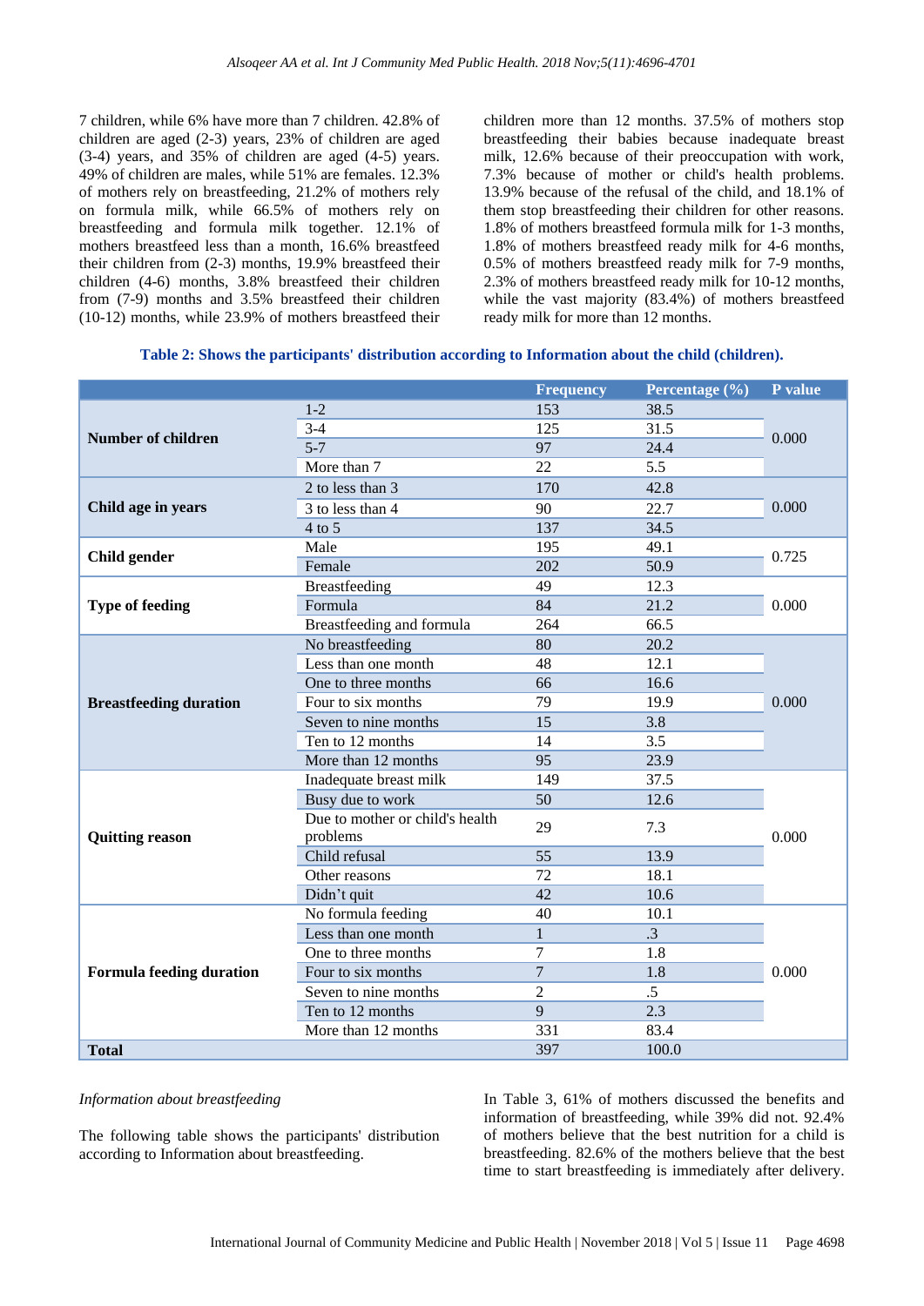7 children, while 6% have more than 7 children. 42.8% of children are aged (2-3) years, 23% of children are aged (3-4) years, and 35% of children are aged (4-5) years. 49% of children are males, while 51% are females. 12.3% of mothers rely on breastfeeding, 21.2% of mothers rely on formula milk, while 66.5% of mothers rely on breastfeeding and formula milk together. 12.1% of mothers breastfeed less than a month, 16.6% breastfeed their children from (2-3) months, 19.9% breastfeed their children (4-6) months, 3.8% breastfeed their children from (7-9) months and 3.5% breastfeed their children (10-12) months, while 23.9% of mothers breastfeed their children more than 12 months. 37.5% of mothers stop breastfeeding their babies because inadequate breast milk, 12.6% because of their preoccupation with work, 7.3% because of mother or child's health problems. 13.9% because of the refusal of the child, and 18.1% of them stop breastfeeding their children for other reasons. 1.8% of mothers breastfeed formula milk for 1-3 months, 1.8% of mothers breastfeed ready milk for 4-6 months, 0.5% of mothers breastfeed ready milk for 7-9 months, 2.3% of mothers breastfeed ready milk for 10-12 months, while the vast majority (83.4%) of mothers breastfeed ready milk for more than 12 months.

**Table 2: Shows the participants' distribution according to Information about the child (children).**

| | | Frequency | Percentage (%) | P value |
|---|---|---|---|---|
| **Number of children** | 1-2 | 153 | 38.5 | 0.000 |
| | 3-4 | 125 | 31.5 | |
| | 5-7 | 97 | 24.4 | |
| | More than 7 | 22 | 5.5 | |
| **Child age in years** | 2 to less than 3 | 170 | 42.8 | 0.000 |
| | 3 to less than 4 | 90 | 22.7 | |
| | 4 to 5 | 137 | 34.5 | |
| **Child gender** | Male | 195 | 49.1 | 0.725 |
| | Female | 202 | 50.9 | |
| **Type of feeding** | Breastfeeding | 49 | 12.3 | 0.000 |
| | Formula | 84 | 21.2 | |
| | Breastfeeding and formula | 264 | 66.5 | |
| **Breastfeeding duration** | No breastfeeding | 80 | 20.2 | 0.000 |
| | Less than one month | 48 | 12.1 | |
| | One to three months | 66 | 16.6 | |
| | Four to six months | 79 | 19.9 | |
| | Seven to nine months | 15 | 3.8 | |
| | Ten to 12 months | 14 | 3.5 | |
| | More than 12 months | 95 | 23.9 | |
| **Quitting reason** | Inadequate breast milk | 149 | 37.5 | 0.000 |
| | Busy due to work | 50 | 12.6 | |
| | Due to mother or child's health problems | 29 | 7.3 | |
| | Child refusal | 55 | 13.9 | |
| | Other reasons | 72 | 18.1 | |
| | Didn't quit | 42 | 10.6 | |
| **Formula feeding duration** | No formula feeding | 40 | 10.1 | 0.000 |
| | Less than one month | 1 | .3 | |
| | One to three months | 7 | 1.8 | |
| | Four to six months | 7 | 1.8 | |
| | Seven to nine months | 2 | .5 | |
| | Ten to 12 months | 9 | 2.3 | |
| | More than 12 months | 331 | 83.4 | |
| **Total** | | 397 | 100.0 | |

*Information about breastfeeding*

The following table shows the participants' distribution according to Information about breastfeeding.

In Table 3, 61% of mothers discussed the benefits and information of breastfeeding, while 39% did not. 92.4% of mothers believe that the best nutrition for a child is breastfeeding. 82.6% of the mothers believe that the best time to start breastfeeding is immediately after delivery.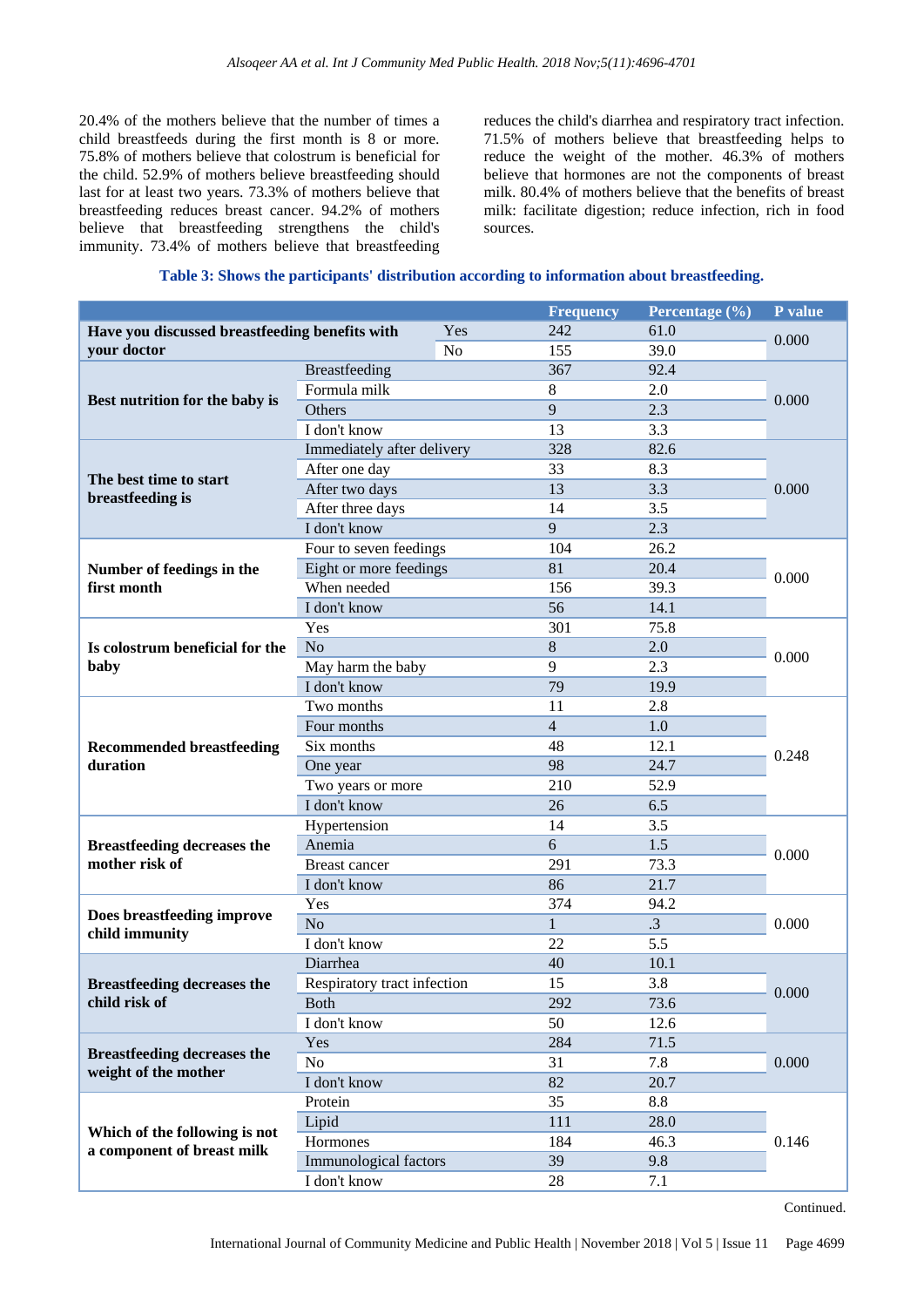20.4% of the mothers believe that the number of times a child breastfeeds during the first month is 8 or more. 75.8% of mothers believe that colostrum is beneficial for the child. 52.9% of mothers believe breastfeeding should last for at least two years. 73.3% of mothers believe that breastfeeding reduces breast cancer. 94.2% of mothers believe that breastfeeding strengthens the child's immunity. 73.4% of mothers believe that breastfeeding reduces the child's diarrhea and respiratory tract infection. 71.5% of mothers believe that breastfeeding helps to reduce the weight of the mother. 46.3% of mothers believe that hormones are not the components of breast milk. 80.4% of mothers believe that the benefits of breast milk: facilitate digestion; reduce infection, rich in food sources.

**Table 3: Shows the participants' distribution according to information about breastfeeding.**

| | | Frequency | Percentage (%) | P value |
|---|---|---|---|---|
| **Have you discussed breastfeeding benefits with your doctor** | Yes | 242 | 61.0 | 0.000 |
| | No | 155 | 39.0 | |
| **Best nutrition for the baby is** | Breastfeeding | 367 | 92.4 | 0.000 |
| | Formula milk | 8 | 2.0 | |
| | Others | 9 | 2.3 | |
| | I don't know | 13 | 3.3 | |
| **The best time to start breastfeeding is** | Immediately after delivery | 328 | 82.6 | 0.000 |
| | After one day | 33 | 8.3 | |
| | After two days | 13 | 3.3 | |
| | After three days | 14 | 3.5 | |
| | I don't know | 9 | 2.3 | |
| **Number of feedings in the first month** | Four to seven feedings | 104 | 26.2 | 0.000 |
| | Eight or more feedings | 81 | 20.4 | |
| | When needed | 156 | 39.3 | |
| | I don't know | 56 | 14.1 | |
| **Is colostrum beneficial for the baby** | Yes | 301 | 75.8 | 0.000 |
| | No | 8 | 2.0 | |
| | May harm the baby | 9 | 2.3 | |
| | I don't know | 79 | 19.9 | |
| **Recommended breastfeeding duration** | Two months | 11 | 2.8 | 0.248 |
| | Four months | 4 | 1.0 | |
| | Six months | 48 | 12.1 | |
| | One year | 98 | 24.7 | |
| | Two years or more | 210 | 52.9 | |
| | I don't know | 26 | 6.5 | |
| **Breastfeeding decreases the mother risk of** | Hypertension | 14 | 3.5 | 0.000 |
| | Anemia | 6 | 1.5 | |
| | Breast cancer | 291 | 73.3 | |
| | I don't know | 86 | 21.7 | |
| **Does breastfeeding improve child immunity** | Yes | 374 | 94.2 | 0.000 |
| | No | 1 | .3 | |
| | I don't know | 22 | 5.5 | |
| **Breastfeeding decreases the child risk of** | Diarrhea | 40 | 10.1 | 0.000 |
| | Respiratory tract infection | 15 | 3.8 | |
| | Both | 292 | 73.6 | |
| | I don't know | 50 | 12.6 | |
| **Breastfeeding decreases the weight of the mother** | Yes | 284 | 71.5 | 0.000 |
| | No | 31 | 7.8 | |
| | I don't know | 82 | 20.7 | |
| **Which of the following is not a component of breast milk** | Protein | 35 | 8.8 | 0.146 |
| | Lipid | 111 | 28.0 | |
| | Hormones | 184 | 46.3 | |
| | Immunological factors | 39 | 9.8 | |
| | I don't know | 28 | 7.1 | |

Continued.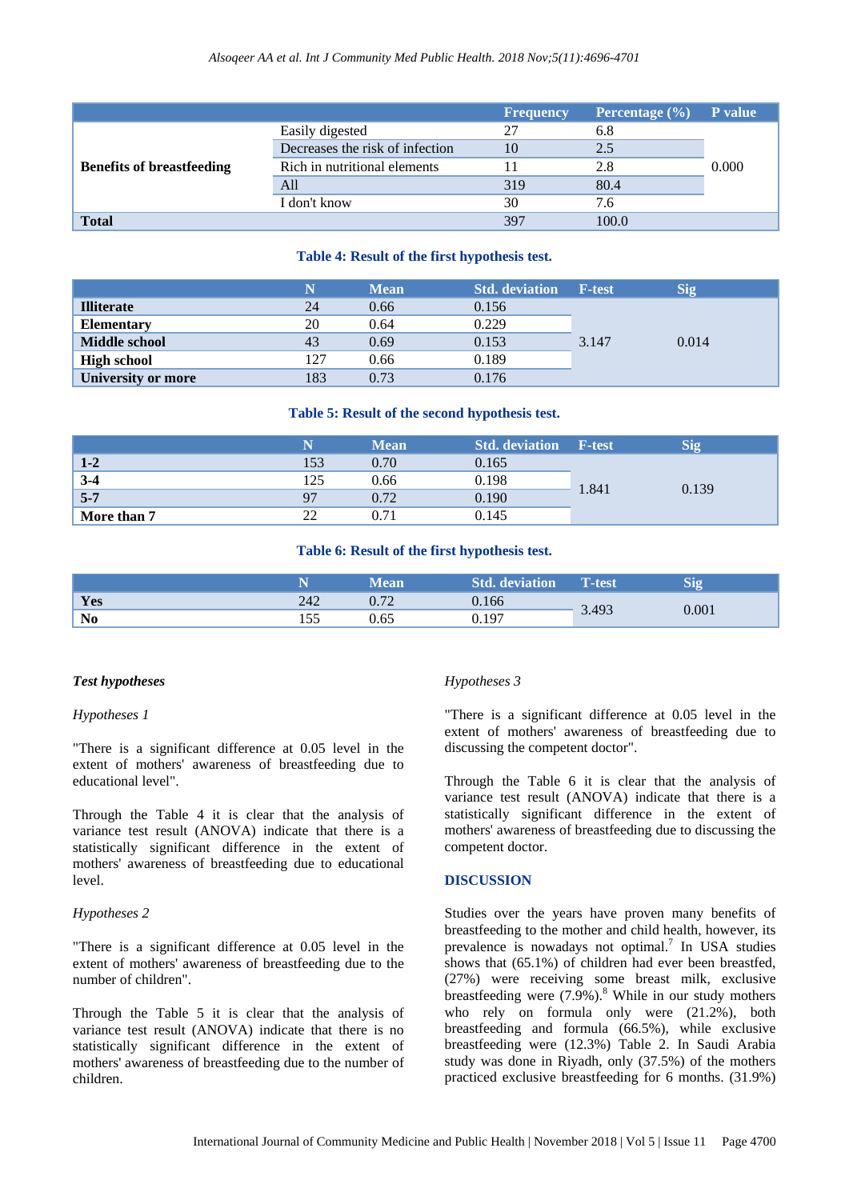|  |  | Frequency | Percentage (%) | P value |
|---|---|---|---|---|
| **Benefits of breastfeeding** | Easily digested | 27 | 6.8 | 0.000 |
|  | Decreases the risk of infection | 10 | 2.5 |  |
|  | Rich in nutritional elements | 11 | 2.8 |  |
|  | All | 319 | 80.4 |  |
|  | I don't know | 30 | 7.6 |  |
| **Total** |  | 397 | 100.0 |  |

**Table 4: Result of the first hypothesis test.**

|  | N | Mean | Std. deviation | F-test | Sig |
|---|---|---|---|---|---|
| **Illiterate** | 24 | 0.66 | 0.156 | 3.147 | 0.014 |
| **Elementary** | 20 | 0.64 | 0.229 |  |  |
| **Middle school** | 43 | 0.69 | 0.153 |  |  |
| **High school** | 127 | 0.66 | 0.189 |  |  |
| **University or more** | 183 | 0.73 | 0.176 |  |  |

**Table 5: Result of the second hypothesis test.**

|  | N | Mean | Std. deviation | F-test | Sig |
|---|---|---|---|---|---|
| **1-2** | 153 | 0.70 | 0.165 | 1.841 | 0.139 |
| **3-4** | 125 | 0.66 | 0.198 |  |  |
| **5-7** | 97 | 0.72 | 0.190 |  |  |
| **More than 7** | 22 | 0.71 | 0.145 |  |  |

**Table 6: Result of the first hypothesis test.**

|  | N | Mean | Std. deviation | T-test | Sig |
|---|---|---|---|---|---|
| **Yes** | 242 | 0.72 | 0.166 | 3.493 | 0.001 |
| **No** | 155 | 0.65 | 0.197 |  |  |

***Test hypotheses***

*Hypotheses 1*

"There is a significant difference at 0.05 level in the extent of mothers' awareness of breastfeeding due to educational level".

Through the Table 4 it is clear that the analysis of variance test result (ANOVA) indicate that there is a statistically significant difference in the extent of mothers' awareness of breastfeeding due to educational level.

*Hypotheses 2*

"There is a significant difference at 0.05 level in the extent of mothers' awareness of breastfeeding due to the number of children".

Through the Table 5 it is clear that the analysis of variance test result (ANOVA) indicate that there is no statistically significant difference in the extent of mothers' awareness of breastfeeding due to the number of children.

*Hypotheses 3*

"There is a significant difference at 0.05 level in the extent of mothers' awareness of breastfeeding due to discussing the competent doctor".

Through the Table 6 it is clear that the analysis of variance test result (ANOVA) indicate that there is a statistically significant difference in the extent of mothers' awareness of breastfeeding due to discussing the competent doctor.

## DISCUSSION

Studies over the years have proven many benefits of breastfeeding to the mother and child health, however, its prevalence is nowadays not optimal.[7] In USA studies shows that (65.1%) of children had ever been breastfed, (27%) were receiving some breast milk, exclusive breastfeeding were (7.9%).[8] While in our study mothers who rely on formula only were (21.2%), both breastfeeding and formula (66.5%), while exclusive breastfeeding were (12.3%) Table 2. In Saudi Arabia study was done in Riyadh, only (37.5%) of the mothers practiced exclusive breastfeeding for 6 months. (31.9%)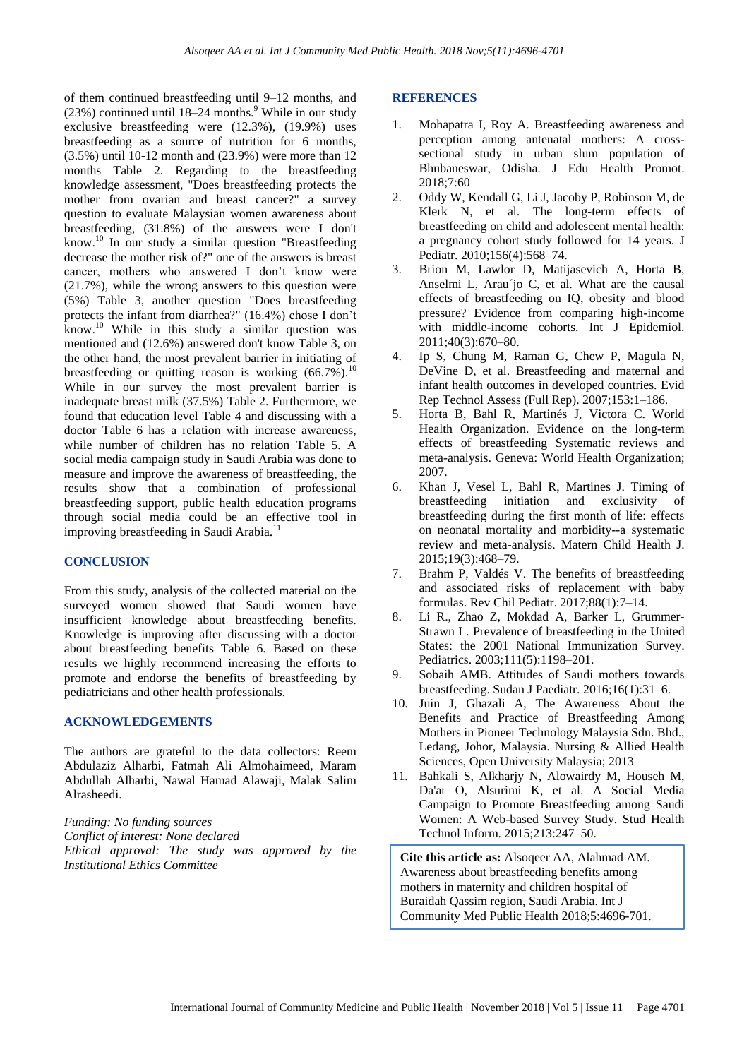of them continued breastfeeding until 9–12 months, and (23%) continued until 18–24 months.[9] While in our study exclusive breastfeeding were (12.3%), (19.9%) uses breastfeeding as a source of nutrition for 6 months, (3.5%) until 10-12 month and (23.9%) were more than 12 months Table 2. Regarding to the breastfeeding knowledge assessment, "Does breastfeeding protects the mother from ovarian and breast cancer?" a survey question to evaluate Malaysian women awareness about breastfeeding, (31.8%) of the answers were I don't know.[10] In our study a similar question "Breastfeeding decrease the mother risk of?" one of the answers is breast cancer, mothers who answered I don't know were (21.7%), while the wrong answers to this question were (5%) Table 3, another question "Does breastfeeding protects the infant from diarrhea?" (16.4%) chose I don't know.[10] While in this study a similar question was mentioned and (12.6%) answered don't know Table 3, on the other hand, the most prevalent barrier in initiating of breastfeeding or quitting reason is working (66.7%).[10] While in our survey the most prevalent barrier is inadequate breast milk (37.5%) Table 2. Furthermore, we found that education level Table 4 and discussing with a doctor Table 6 has a relation with increase awareness, while number of children has no relation Table 5. A social media campaign study in Saudi Arabia was done to measure and improve the awareness of breastfeeding, the results show that a combination of professional breastfeeding support, public health education programs through social media could be an effective tool in improving breastfeeding in Saudi Arabia.[11]

## CONCLUSION

From this study, analysis of the collected material on the surveyed women showed that Saudi women have insufficient knowledge about breastfeeding benefits. Knowledge is improving after discussing with a doctor about breastfeeding benefits Table 6. Based on these results we highly recommend increasing the efforts to promote and endorse the benefits of breastfeeding by pediatricians and other health professionals.

## ACKNOWLEDGEMENTS

The authors are grateful to the data collectors: Reem Abdulaziz Alharbi, Fatmah Ali Almohaimeed, Maram Abdullah Alharbi, Nawal Hamad Alawaji, Malak Salim Alrasheedi.

*Funding: No funding sources*
*Conflict of interest: None declared*
*Ethical approval: The study was approved by the Institutional Ethics Committee*

## REFERENCES

1. Mohapatra I, Roy A. Breastfeeding awareness and perception among antenatal mothers: A cross-sectional study in urban slum population of Bhubaneswar, Odisha. J Edu Health Promot. 2018;7:60
2. Oddy W, Kendall G, Li J, Jacoby P, Robinson M, de Klerk N, et al. The long-term effects of breastfeeding on child and adolescent mental health: a pregnancy cohort study followed for 14 years. J Pediatr. 2010;156(4):568–74.
3. Brion M, Lawlor D, Matijasevich A, Horta B, Anselmi L, Arau´jo C, et al. What are the causal effects of breastfeeding on IQ, obesity and blood pressure? Evidence from comparing high-income with middle-income cohorts. Int J Epidemiol. 2011;40(3):670–80.
4. Ip S, Chung M, Raman G, Chew P, Magula N, DeVine D, et al. Breastfeeding and maternal and infant health outcomes in developed countries. Evid Rep Technol Assess (Full Rep). 2007;153:1–186.
5. Horta B, Bahl R, Martinés J, Victora C. World Health Organization. Evidence on the long-term effects of breastfeeding Systematic reviews and meta-analysis. Geneva: World Health Organization; 2007.
6. Khan J, Vesel L, Bahl R, Martines J. Timing of breastfeeding initiation and exclusivity of breastfeeding during the first month of life: effects on neonatal mortality and morbidity--a systematic review and meta-analysis. Matern Child Health J. 2015;19(3):468–79.
7. Brahm P, Valdés V. The benefits of breastfeeding and associated risks of replacement with baby formulas. Rev Chil Pediatr. 2017;88(1):7–14.
8. Li R., Zhao Z, Mokdad A, Barker L, Grummer-Strawn L. Prevalence of breastfeeding in the United States: the 2001 National Immunization Survey. Pediatrics. 2003;111(5):1198–201.
9. Sobaih AMB. Attitudes of Saudi mothers towards breastfeeding. Sudan J Paediatr. 2016;16(1):31–6.
10. Juin J, Ghazali A, The Awareness About the Benefits and Practice of Breastfeeding Among Mothers in Pioneer Technology Malaysia Sdn. Bhd., Ledang, Johor, Malaysia. Nursing & Allied Health Sciences, Open University Malaysia; 2013
11. Bahkali S, Alkharjy N, Alowairdy M, Househ M, Da'ar O, Alsurimi K, et al. A Social Media Campaign to Promote Breastfeeding among Saudi Women: A Web-based Survey Study. Stud Health Technol Inform. 2015;213:247–50.

**Cite this article as:** Alsoqeer AA, Alahmad AM. Awareness about breastfeeding benefits among mothers in maternity and children hospital of Buraidah Qassim region, Saudi Arabia. Int J Community Med Public Health 2018;5:4696-701.